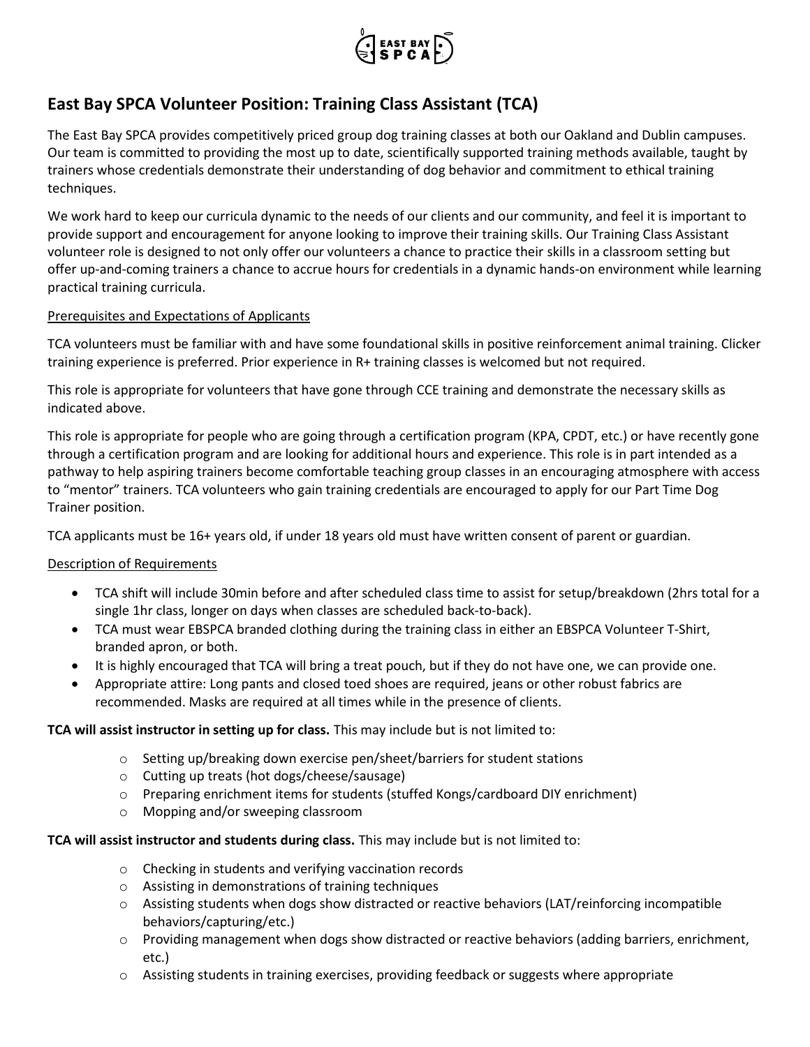# East Bay SPCA Volunteer Position: Training Class Assistant (TCA)

The East Bay SPCA provides competitively priced group dog training classes at both our Oakland and Dublin campuses. Our team is committed to providing the most up to date, scientifically supported training methods available, taught by trainers whose credentials demonstrate their understanding of dog behavior and commitment to ethical training techniques.

We work hard to keep our curricula dynamic to the needs of our clients and our community, and feel it is important to provide support and encouragement for anyone looking to improve their training skills. Our Training Class Assistant volunteer role is designed to not only offer our volunteers a chance to practice their skills in a classroom setting but offer up-and-coming trainers a chance to accrue hours for credentials in a dynamic hands-on environment while learning practical training curricula.

<u>Prerequisites and Expectations of Applicants</u>

TCA volunteers must be familiar with and have some foundational skills in positive reinforcement animal training. Clicker training experience is preferred. Prior experience in R+ training classes is welcomed but not required.

This role is appropriate for volunteers that have gone through CCE training and demonstrate the necessary skills as indicated above.

This role is appropriate for people who are going through a certification program (KPA, CPDT, etc.) or have recently gone through a certification program and are looking for additional hours and experience. This role is in part intended as a pathway to help aspiring trainers become comfortable teaching group classes in an encouraging atmosphere with access to "mentor" trainers. TCA volunteers who gain training credentials are encouraged to apply for our Part Time Dog Trainer position.

TCA applicants must be 16+ years old, if under 18 years old must have written consent of parent or guardian.

<u>Description of Requirements</u>

- TCA shift will include 30min before and after scheduled class time to assist for setup/breakdown (2hrs total for a single 1hr class, longer on days when classes are scheduled back-to-back).
- TCA must wear EBSPCA branded clothing during the training class in either an EBSPCA Volunteer T-Shirt, branded apron, or both.
- It is highly encouraged that TCA will bring a treat pouch, but if they do not have one, we can provide one.
- Appropriate attire: Long pants and closed toed shoes are required, jeans or other robust fabrics are recommended. Masks are required at all times while in the presence of clients.

**TCA will assist instructor in setting up for class.** This may include but is not limited to:

- Setting up/breaking down exercise pen/sheet/barriers for student stations
- Cutting up treats (hot dogs/cheese/sausage)
- Preparing enrichment items for students (stuffed Kongs/cardboard DIY enrichment)
- Mopping and/or sweeping classroom

**TCA will assist instructor and students during class.** This may include but is not limited to:

- Checking in students and verifying vaccination records
- Assisting in demonstrations of training techniques
- Assisting students when dogs show distracted or reactive behaviors (LAT/reinforcing incompatible behaviors/capturing/etc.)
- Providing management when dogs show distracted or reactive behaviors (adding barriers, enrichment, etc.)
- Assisting students in training exercises, providing feedback or suggests where appropriate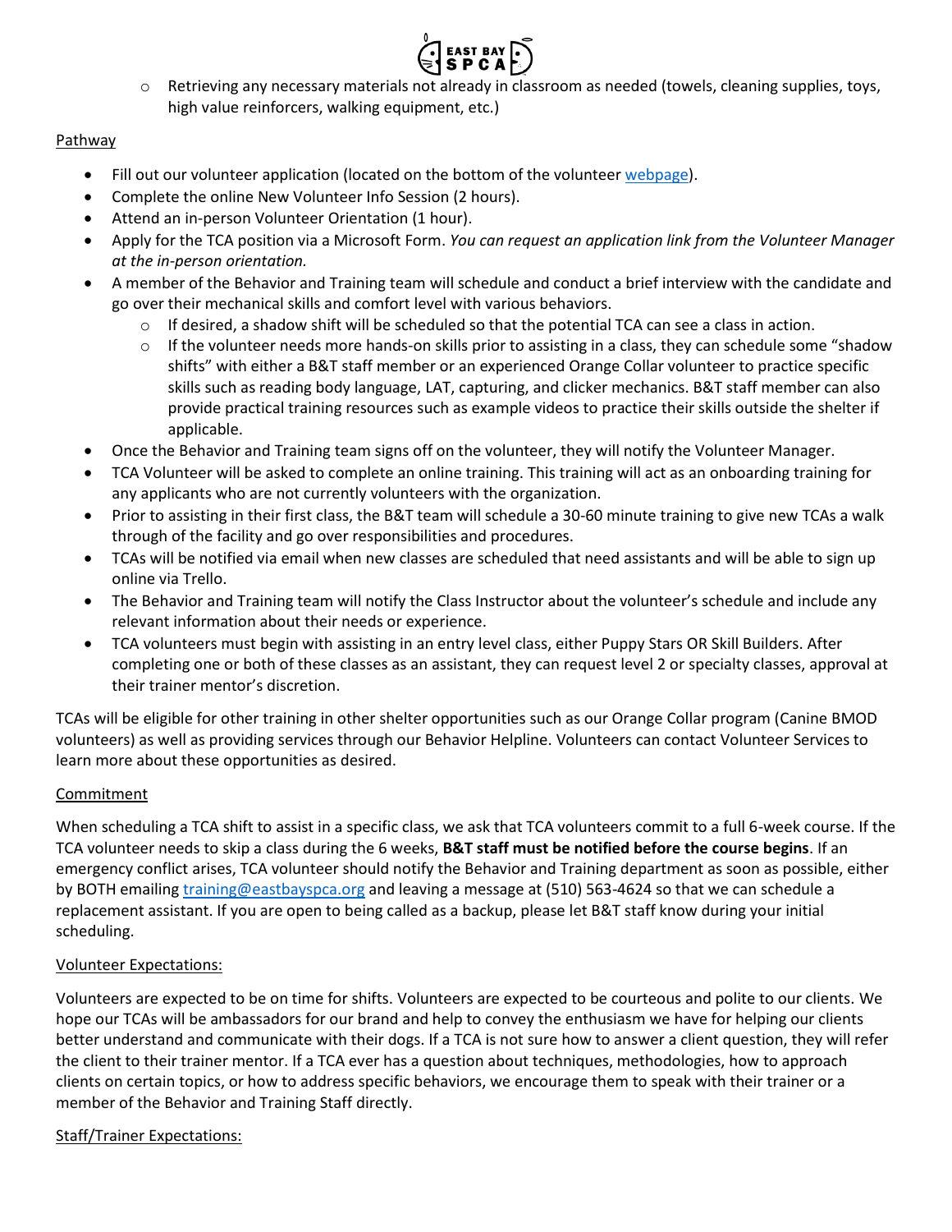- Retrieving any necessary materials not already in classroom as needed (towels, cleaning supplies, toys, high value reinforcers, walking equipment, etc.)

Pathway

- Fill out our volunteer application (located on the bottom of the volunteer webpage).
- Complete the online New Volunteer Info Session (2 hours).
- Attend an in-person Volunteer Orientation (1 hour).
- Apply for the TCA position via a Microsoft Form. *You can request an application link from the Volunteer Manager at the in-person orientation.*
- A member of the Behavior and Training team will schedule and conduct a brief interview with the candidate and go over their mechanical skills and comfort level with various behaviors.
  - If desired, a shadow shift will be scheduled so that the potential TCA can see a class in action.
  - If the volunteer needs more hands-on skills prior to assisting in a class, they can schedule some "shadow shifts" with either a B&T staff member or an experienced Orange Collar volunteer to practice specific skills such as reading body language, LAT, capturing, and clicker mechanics. B&T staff member can also provide practical training resources such as example videos to practice their skills outside the shelter if applicable.
- Once the Behavior and Training team signs off on the volunteer, they will notify the Volunteer Manager.
- TCA Volunteer will be asked to complete an online training. This training will act as an onboarding training for any applicants who are not currently volunteers with the organization.
- Prior to assisting in their first class, the B&T team will schedule a 30-60 minute training to give new TCAs a walk through of the facility and go over responsibilities and procedures.
- TCAs will be notified via email when new classes are scheduled that need assistants and will be able to sign up online via Trello.
- The Behavior and Training team will notify the Class Instructor about the volunteer's schedule and include any relevant information about their needs or experience.
- TCA volunteers must begin with assisting in an entry level class, either Puppy Stars OR Skill Builders. After completing one or both of these classes as an assistant, they can request level 2 or specialty classes, approval at their trainer mentor's discretion.

TCAs will be eligible for other training in other shelter opportunities such as our Orange Collar program (Canine BMOD volunteers) as well as providing services through our Behavior Helpline. Volunteers can contact Volunteer Services to learn more about these opportunities as desired.

Commitment

When scheduling a TCA shift to assist in a specific class, we ask that TCA volunteers commit to a full 6-week course. If the TCA volunteer needs to skip a class during the 6 weeks, **B&T staff must be notified before the course begins**. If an emergency conflict arises, TCA volunteer should notify the Behavior and Training department as soon as possible, either by BOTH emailing training@eastbayspca.org and leaving a message at (510) 563-4624 so that we can schedule a replacement assistant. If you are open to being called as a backup, please let B&T staff know during your initial scheduling.

Volunteer Expectations:

Volunteers are expected to be on time for shifts. Volunteers are expected to be courteous and polite to our clients. We hope our TCAs will be ambassadors for our brand and help to convey the enthusiasm we have for helping our clients better understand and communicate with their dogs. If a TCA is not sure how to answer a client question, they will refer the client to their trainer mentor. If a TCA ever has a question about techniques, methodologies, how to approach clients on certain topics, or how to address specific behaviors, we encourage them to speak with their trainer or a member of the Behavior and Training Staff directly.

Staff/Trainer Expectations: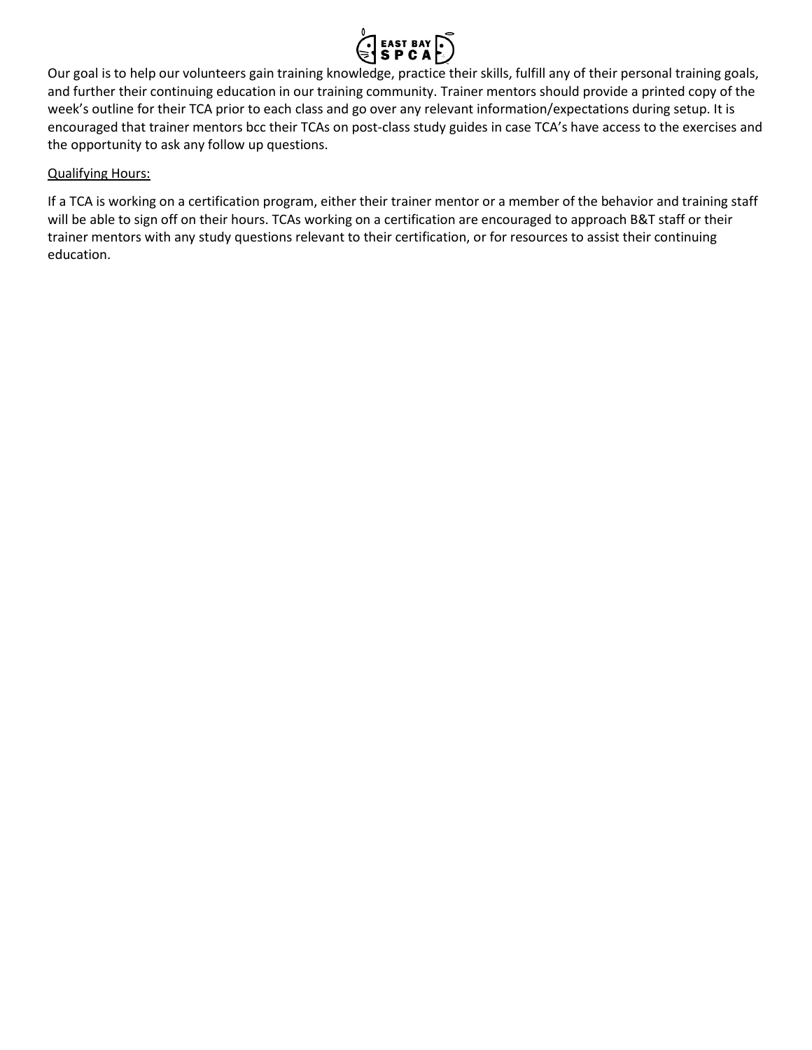Our goal is to help our volunteers gain training knowledge, practice their skills, fulfill any of their personal training goals, and further their continuing education in our training community. Trainer mentors should provide a printed copy of the week's outline for their TCA prior to each class and go over any relevant information/expectations during setup. It is encouraged that trainer mentors bcc their TCAs on post-class study guides in case TCA's have access to the exercises and the opportunity to ask any follow up questions.

<u>Qualifying Hours:</u>

If a TCA is working on a certification program, either their trainer mentor or a member of the behavior and training staff will be able to sign off on their hours. TCAs working on a certification are encouraged to approach B&T staff or their trainer mentors with any study questions relevant to their certification, or for resources to assist their continuing education.